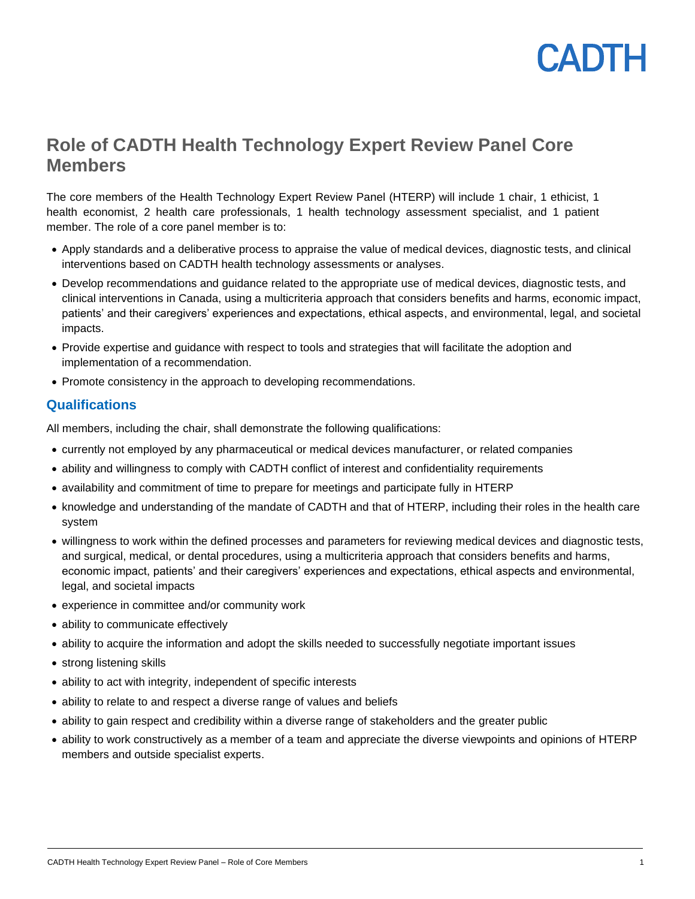# Role of CADTH Health Technology Expert Review Panel Core Members

The core members of the Health Technology Expert Review Panel (HTERP) will include 1 chair, 1 ethicist, 1 health economist, 2 health care professionals, 1 health technology assessment specialist, and 1 patient member. The role of a core panel member is to:

- Apply standards and a deliberative process to appraise the value of medical devices, diagnostic tests, and clinical interventions based on CADTH health technology assessments or analyses.
- Develop recommendations and guidance related to the appropriate use of medical devices, diagnostic tests, and clinical interventions in Canada, using a multicriteria approach that considers benefits and harms, economic impact, patients' and their caregivers' experiences and expectations, ethical aspects, and environmental, legal, and societal impacts.
- Provide expertise and guidance with respect to tools and strategies that will facilitate the adoption and implementation of a recommendation.
- Promote consistency in the approach to developing recommendations.

## Qualifications

All members, including the chair, shall demonstrate the following qualifications:

- currently not employed by any pharmaceutical or medical devices manufacturer, or related companies
- ability and willingness to comply with CADTH conflict of interest and confidentiality requirements
- availability and commitment of time to prepare for meetings and participate fully in HTERP
- knowledge and understanding of the mandate of CADTH and that of HTERP, including their roles in the health care system
- willingness to work within the defined processes and parameters for reviewing medical devices and diagnostic tests, and surgical, medical, or dental procedures, using a multicriteria approach that considers benefits and harms, economic impact, patients' and their caregivers' experiences and expectations, ethical aspects and environmental, legal, and societal impacts
- experience in committee and/or community work
- ability to communicate effectively
- ability to acquire the information and adopt the skills needed to successfully negotiate important issues
- strong listening skills
- ability to act with integrity, independent of specific interests
- ability to relate to and respect a diverse range of values and beliefs
- ability to gain respect and credibility within a diverse range of stakeholders and the greater public
- ability to work constructively as a member of a team and appreciate the diverse viewpoints and opinions of HTERP members and outside specialist experts.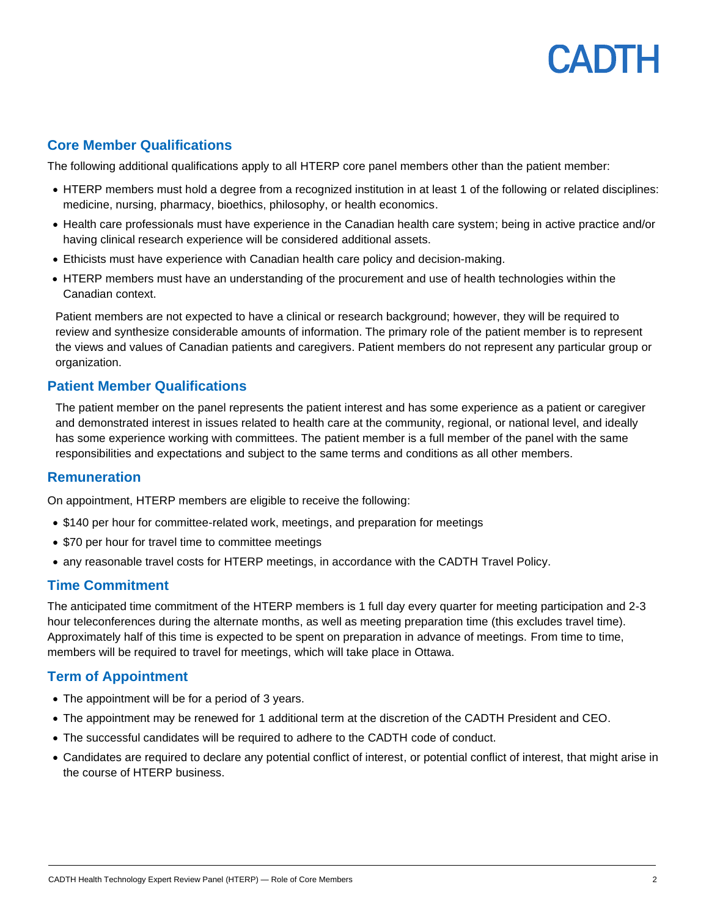## Core Member Qualifications

The following additional qualifications apply to all HTERP core panel members other than the patient member:

- HTERP members must hold a degree from a recognized institution in at least 1 of the following or related disciplines: medicine, nursing, pharmacy, bioethics, philosophy, or health economics.
- Health care professionals must have experience in the Canadian health care system; being in active practice and/or having clinical research experience will be considered additional assets.
- Ethicists must have experience with Canadian health care policy and decision-making.
- HTERP members must have an understanding of the procurement and use of health technologies within the Canadian context.

Patient members are not expected to have a clinical or research background; however, they will be required to review and synthesize considerable amounts of information. The primary role of the patient member is to represent the views and values of Canadian patients and caregivers. Patient members do not represent any particular group or organization.

## Patient Member Qualifications

The patient member on the panel represents the patient interest and has some experience as a patient or caregiver and demonstrated interest in issues related to health care at the community, regional, or national level, and ideally has some experience working with committees. The patient member is a full member of the panel with the same responsibilities and expectations and subject to the same terms and conditions as all other members.

## Remuneration

On appointment, HTERP members are eligible to receive the following:

- $140 per hour for committee-related work, meetings, and preparation for meetings
- $70 per hour for travel time to committee meetings
- any reasonable travel costs for HTERP meetings, in accordance with the CADTH Travel Policy.

## Time Commitment

The anticipated time commitment of the HTERP members is 1 full day every quarter for meeting participation and 2-3 hour teleconferences during the alternate months, as well as meeting preparation time (this excludes travel time). Approximately half of this time is expected to be spent on preparation in advance of meetings. From time to time, members will be required to travel for meetings, which will take place in Ottawa.

## Term of Appointment

- The appointment will be for a period of 3 years.
- The appointment may be renewed for 1 additional term at the discretion of the CADTH President and CEO.
- The successful candidates will be required to adhere to the CADTH code of conduct.
- Candidates are required to declare any potential conflict of interest, or potential conflict of interest, that might arise in the course of HTERP business.